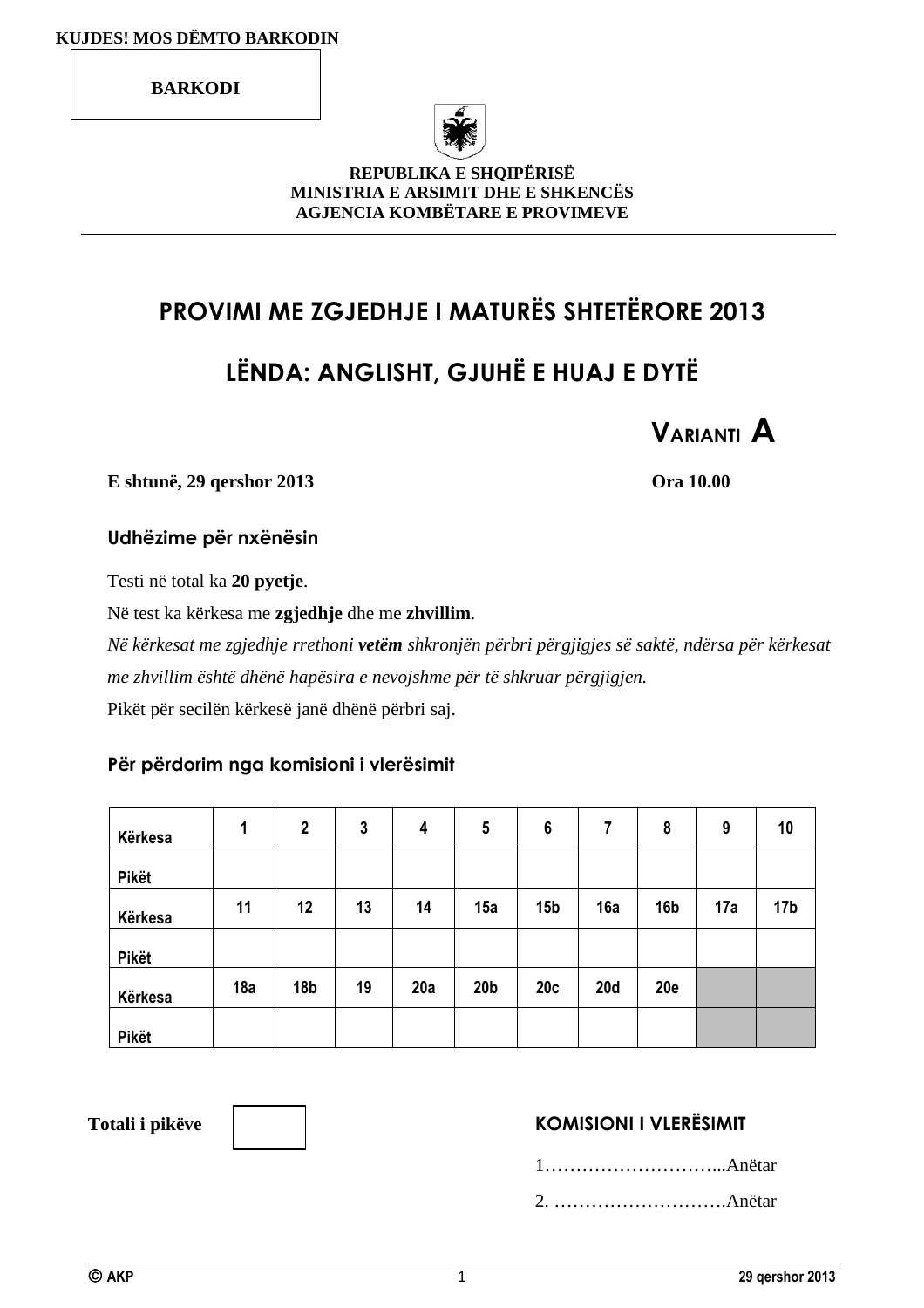**KUJDES! MOS DËMTO BARKODIN**

**BARKODI**

**REPUBLIKA E SHQIPËRISË**
**MINISTRIA E ARSIMIT DHE E SHKENCËS**
**AGJENCIA KOMBËTARE E PROVIMEVE**

# PROVIMI ME ZGJEDHJE I MATURËS SHTETËRORE 2013

# LËNDA: ANGLISHT, GJUHË E HUAJ E DYTË

## VARIANTI A

**E shtunë, 29 qershor 2013** **Ora 10.00**

### Udhëzime për nxënësin

Testi në total ka **20 pyetje**.

Në test ka kërkesa me **zgjedhje** dhe me **zhvillim**.

*Në kërkesat me zgjedhje rrethoni **vetëm** shkronjën përbri përgjigjes së saktë, ndërsa për kërkesat me zhvillim është dhënë hapësira e nevojshme për të shkruar përgjigjen.*

Pikët për secilën kërkesë janë dhënë përbri saj.

### Për përdorim nga komisioni i vlerësimit

| Kërkesa | 1 | 2 | 3 | 4 | 5 | 6 | 7 | 8 | 9 | 10 |
|---|---|---|---|---|---|---|---|---|---|---|
| Pikët | | | | | | | | | | |
| Kërkesa | 11 | 12 | 13 | 14 | 15a | 15b | 16a | 16b | 17a | 17b |
| Pikët | | | | | | | | | | |
| Kërkesa | 18a | 18b | 19 | 20a | 20b | 20c | 20d | 20e | | |
| Pikët | | | | | | | | | | |

**Totali i pikëve** ☐

**KOMISIONI I VLERËSIMIT**

1………………………...Anëtar

2. ……………………….Anëtar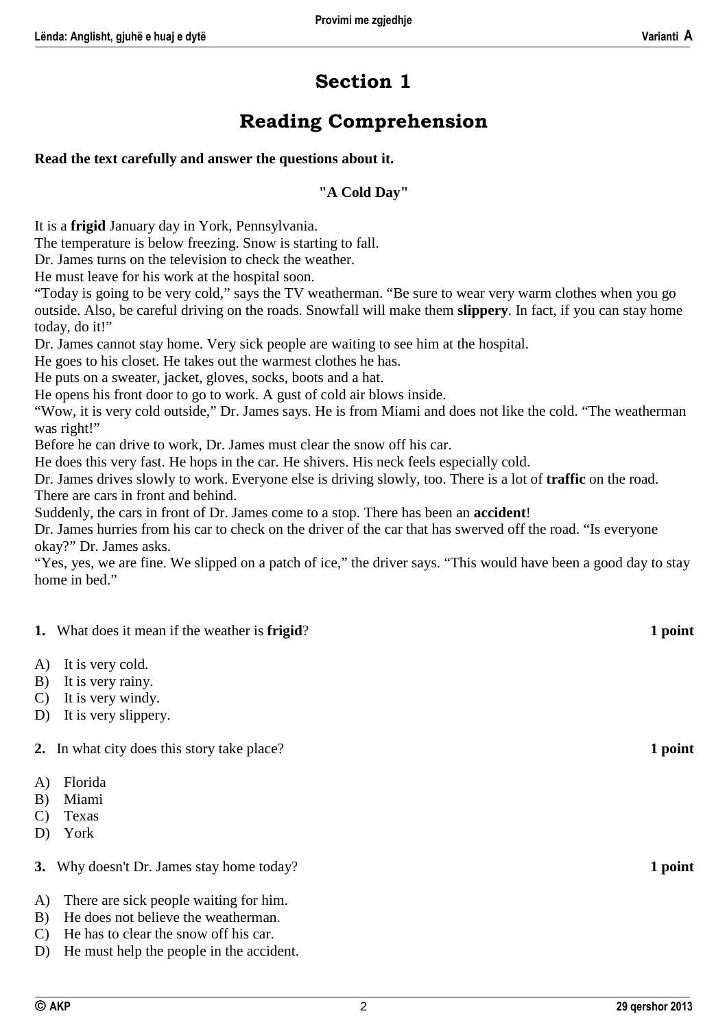# Section 1

# Reading Comprehension

**Read the text carefully and answer the questions about it.**

**"A Cold Day"**

It is a **frigid** January day in York, Pennsylvania.
The temperature is below freezing. Snow is starting to fall.
Dr. James turns on the television to check the weather.
He must leave for his work at the hospital soon.
"Today is going to be very cold," says the TV weatherman. "Be sure to wear very warm clothes when you go outside. Also, be careful driving on the roads. Snowfall will make them **slippery**. In fact, if you can stay home today, do it!"
Dr. James cannot stay home. Very sick people are waiting to see him at the hospital.
He goes to his closet. He takes out the warmest clothes he has.
He puts on a sweater, jacket, gloves, socks, boots and a hat.
He opens his front door to go to work. A gust of cold air blows inside.
"Wow, it is very cold outside," Dr. James says. He is from Miami and does not like the cold. "The weatherman was right!"
Before he can drive to work, Dr. James must clear the snow off his car.
He does this very fast. He hops in the car. He shivers. His neck feels especially cold.
Dr. James drives slowly to work. Everyone else is driving slowly, too. There is a lot of **traffic** on the road. There are cars in front and behind.
Suddenly, the cars in front of Dr. James come to a stop. There has been an **accident**!
Dr. James hurries from his car to check on the driver of the car that has swerved off the road. "Is everyone okay?" Dr. James asks.
"Yes, yes, we are fine. We slipped on a patch of ice," the driver says. "This would have been a good day to stay home in bed."

**1.** What does it mean if the weather is **frigid**? **1 point**

A) It is very cold.
B) It is very rainy.
C) It is very windy.
D) It is very slippery.

**2.** In what city does this story take place? **1 point**

A) Florida
B) Miami
C) Texas
D) York

**3.** Why doesn't Dr. James stay home today? **1 point**

A) There are sick people waiting for him.
B) He does not believe the weatherman.
C) He has to clear the snow off his car.
D) He must help the people in the accident.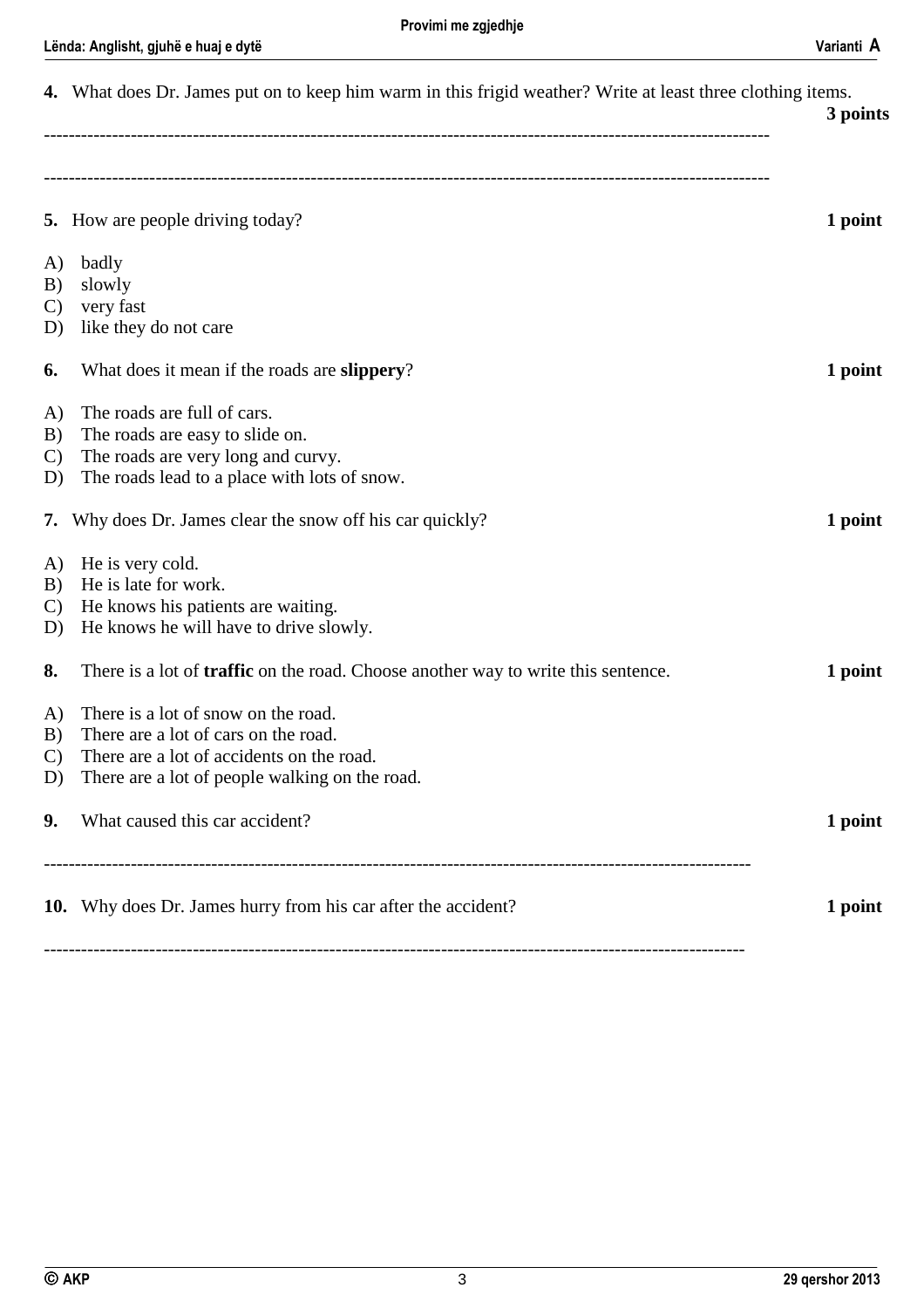**4.** What does Dr. James put on to keep him warm in this frigid weather? Write at least three clothing items. **3 points**

---------------------------------------------------------------------------------------------------------------------

---------------------------------------------------------------------------------------------------------------------

**5.** How are people driving today? **1 point**

A) badly
B) slowly
C) very fast
D) like they do not care

**6.** What does it mean if the roads are **slippery**? **1 point**

A) The roads are full of cars.
B) The roads are easy to slide on.
C) The roads are very long and curvy.
D) The roads lead to a place with lots of snow.

**7.** Why does Dr. James clear the snow off his car quickly? **1 point**

A) He is very cold.
B) He is late for work.
C) He knows his patients are waiting.
D) He knows he will have to drive slowly.

**8.** There is a lot of **traffic** on the road. Choose another way to write this sentence. **1 point**

A) There is a lot of snow on the road.
B) There are a lot of cars on the road.
C) There are a lot of accidents on the road.
D) There are a lot of people walking on the road.

**9.** What caused this car accident? **1 point**

---------------------------------------------------------------------------------------------------------------------

**10.** Why does Dr. James hurry from his car after the accident? **1 point**

---------------------------------------------------------------------------------------------------------------------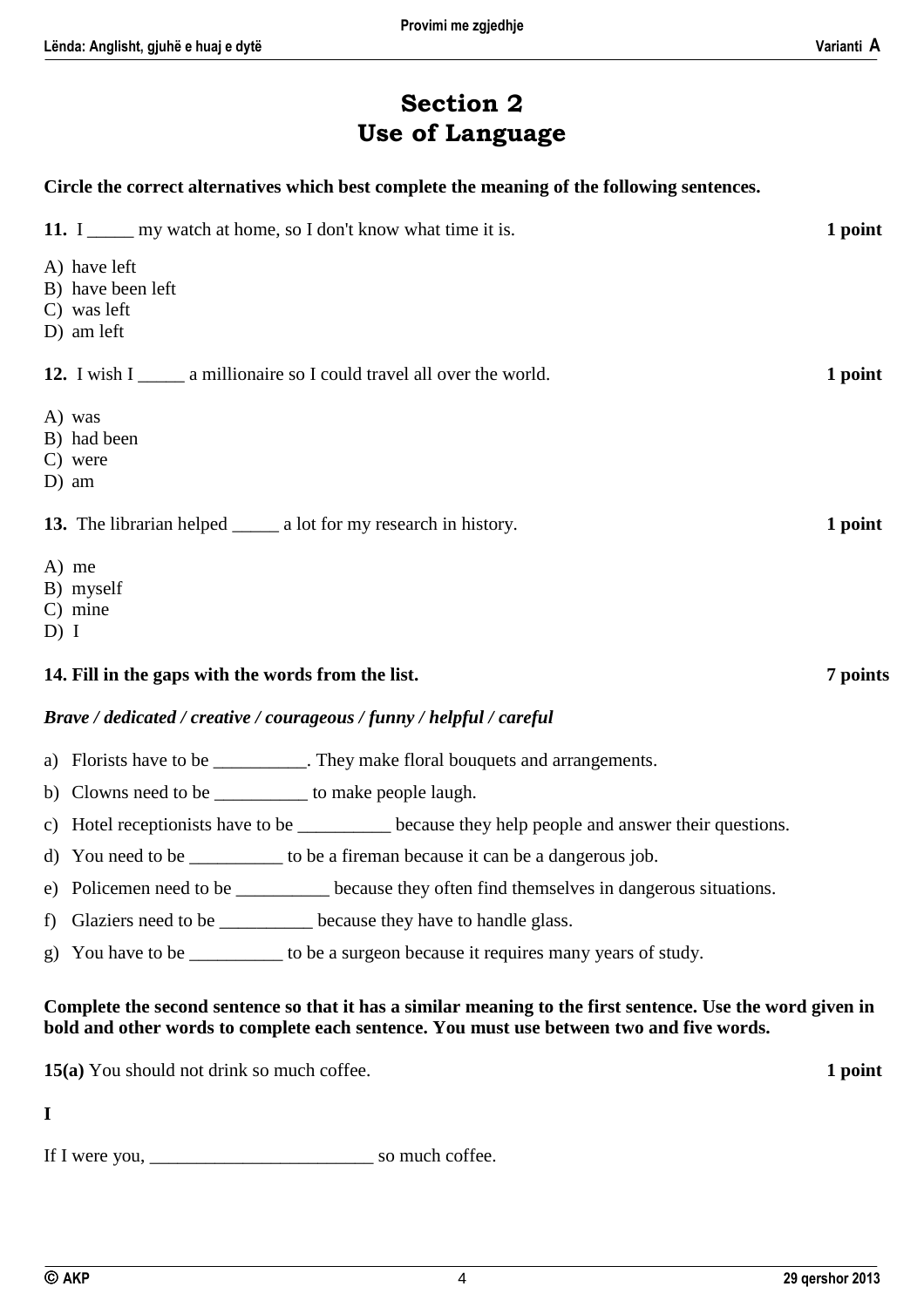# Section 2
# Use of Language

**Circle the correct alternatives which best complete the meaning of the following sentences.**

**11.** I _____ my watch at home, so I don't know what time it is. **1 point**

A) have left
B) have been left
C) was left
D) am left

**12.** I wish I _____ a millionaire so I could travel all over the world. **1 point**

A) was
B) had been
C) were
D) am

**13.** The librarian helped _____ a lot for my research in history. **1 point**

A) me
B) myself
C) mine
D) I

**14. Fill in the gaps with the words from the list.** **7 points**

***Brave / dedicated / creative / courageous / funny / helpful / careful***

a) Florists have to be __________. They make floral bouquets and arrangements.
b) Clowns need to be __________ to make people laugh.
c) Hotel receptionists have to be __________ because they help people and answer their questions.
d) You need to be __________ to be a fireman because it can be a dangerous job.
e) Policemen need to be __________ because they often find themselves in dangerous situations.
f) Glaziers need to be __________ because they have to handle glass.
g) You have to be __________ to be a surgeon because it requires many years of study.

**Complete the second sentence so that it has a similar meaning to the first sentence. Use the word given in bold and other words to complete each sentence. You must use between two and five words.**

**15(a)** You should not drink so much coffee. **1 point**

**I**

If I were you, ________________________ so much coffee.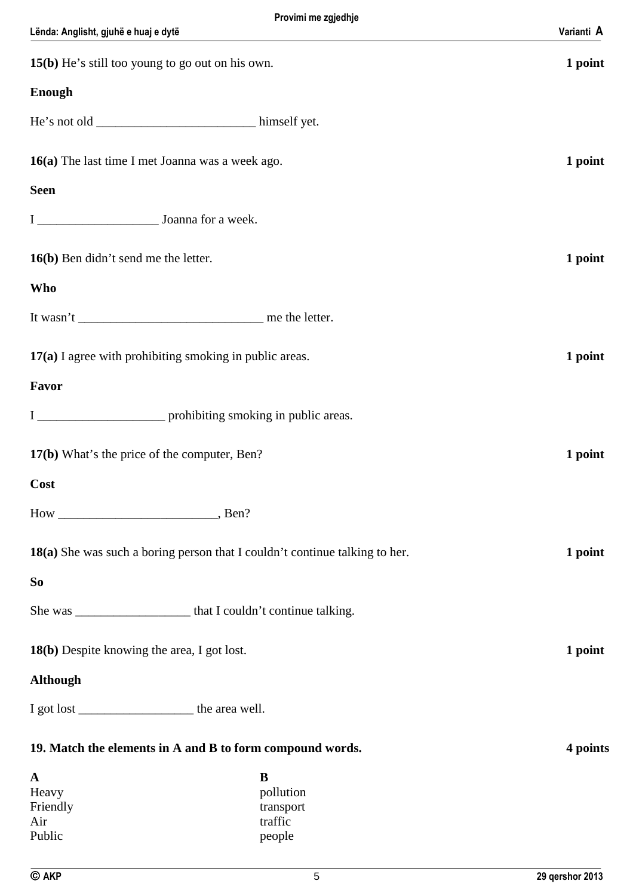**15(b)** He's still too young to go out on his own. **1 point**

**Enough**

He's not old _________________________ himself yet.

**16(a)** The last time I met Joanna was a week ago. **1 point**

**Seen**

I ___________________ Joanna for a week.

**16(b)** Ben didn't send me the letter. **1 point**

**Who**

It wasn't _____________________________ me the letter.

**17(a)** I agree with prohibiting smoking in public areas. **1 point**

**Favor**

I ____________________ prohibiting smoking in public areas.

**17(b)** What's the price of the computer, Ben? **1 point**

**Cost**

How _________________________, Ben?

**18(a)** She was such a boring person that I couldn't continue talking to her. **1 point**

**So**

She was __________________ that I couldn't continue talking.

**18(b)** Despite knowing the area, I got lost. **1 point**

**Although**

I got lost __________________ the area well.

**19. Match the elements in A and B to form compound words.** **4 points**

| A | B |
|---|---|
| Heavy | pollution |
| Friendly | transport |
| Air | traffic |
| Public | people |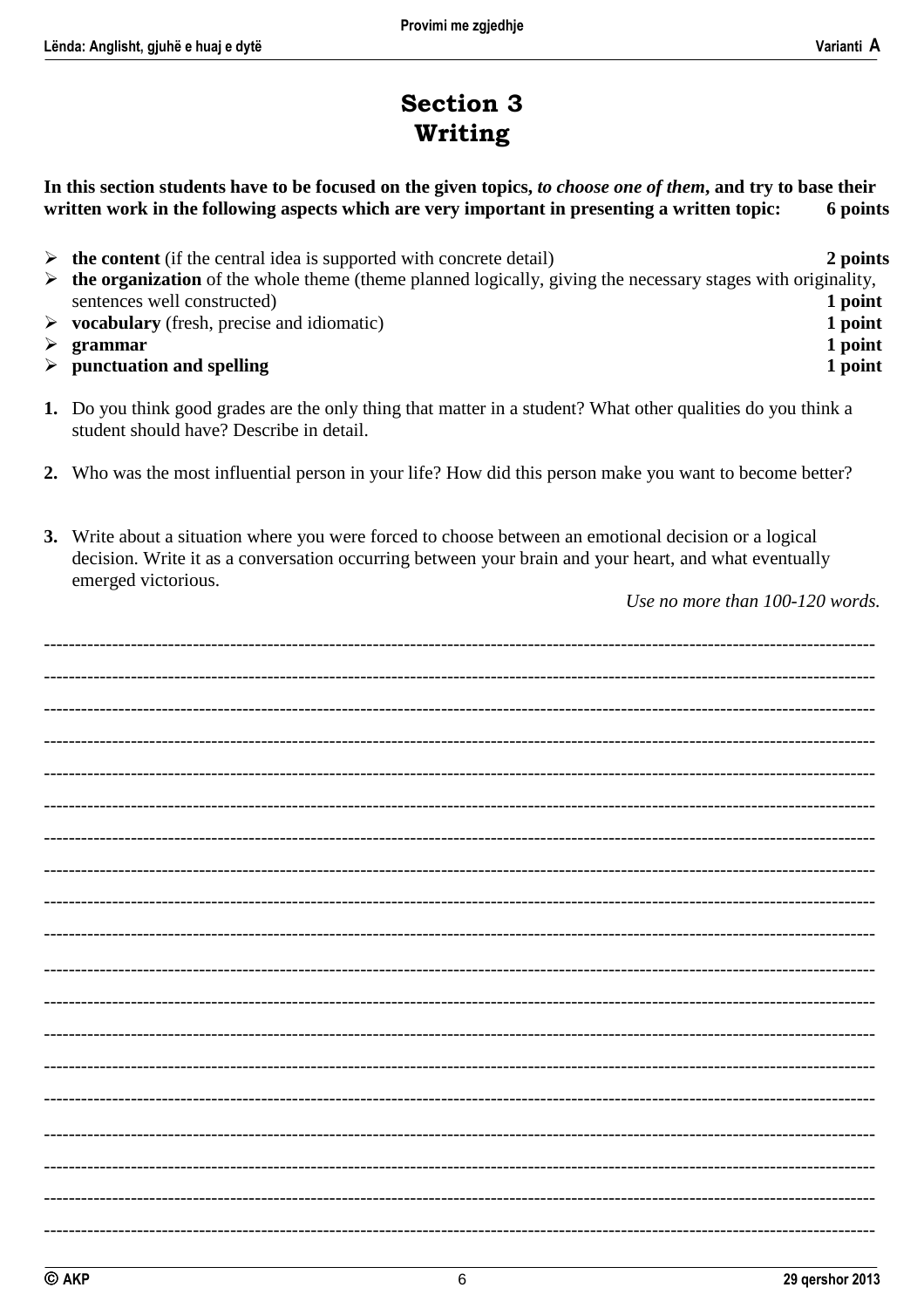# Section 3
# Writing

**In this section students have to be focused on the given topics, *to choose one of them*, and try to base their written work in the following aspects which are very important in presenting a written topic: 6 points**

- **the content** (if the central idea is supported with concrete detail) **2 points**
- **the organization** of the whole theme (theme planned logically, giving the necessary stages with originality, sentences well constructed) **1 point**
- **vocabulary** (fresh, precise and idiomatic) **1 point**
- **grammar** **1 point**
- **punctuation and spelling** **1 point**

**1.** Do you think good grades are the only thing that matter in a student? What other qualities do you think a student should have? Describe in detail.

**2.** Who was the most influential person in your life? How did this person make you want to become better?

**3.** Write about a situation where you were forced to choose between an emotional decision or a logical decision. Write it as a conversation occurring between your brain and your heart, and what eventually emerged victorious.

*Use no more than 100-120 words.*

---

---

---

---

---

---

---

---

---

---

---

---

---

---

---

---

---

---

---